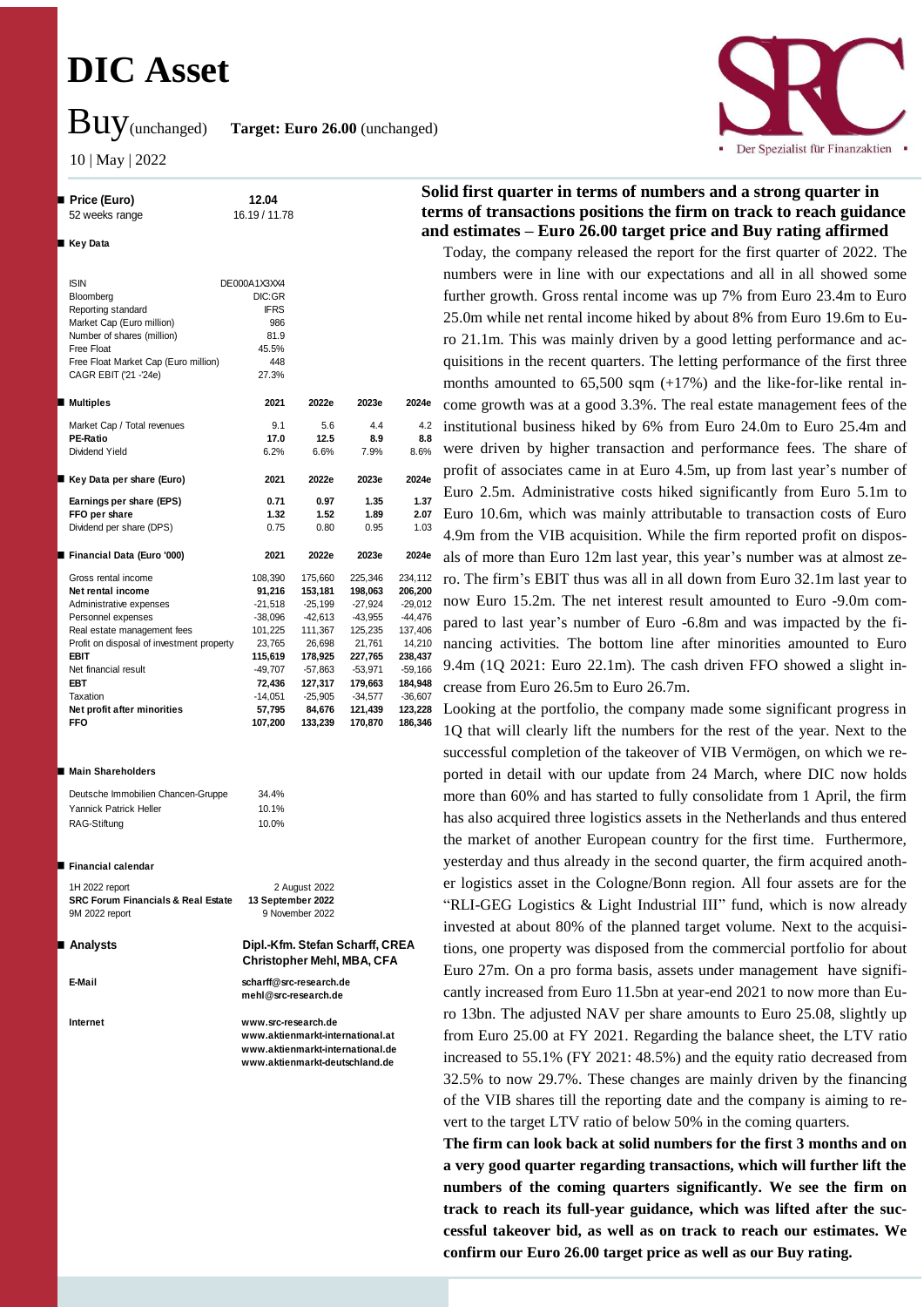# DIC Asset

**Buy** (unchanged) **Target: Euro 26.00** (unchanged)

10 | May | 2022

| Price (Euro) | 12.04 |
|---|---|
| 52 weeks range | 16.19 / 11.78 |

**Key Data**

| | |
|---|---|
| ISIN | DE000A1X3XX4 |
| Bloomberg | DIC:GR |
| Reporting standard | IFRS |
| Market Cap (Euro million) | 986 |
| Number of shares (million) | 81.9 |
| Free Float | 45.5% |
| Free Float Market Cap (Euro million) | 448 |
| CAGR EBIT ('21 -'24e) | 27.3% |

| Multiples | 2021 | 2022e | 2023e | 2024e |
|---|---|---|---|---|
| Market Cap / Total revenues | 9.1 | 5.6 | 4.4 | 4.2 |
| **PE-Ratio** | **17.0** | **12.5** | **8.9** | **8.8** |
| Dividend Yield | 6.2% | 6.6% | 7.9% | 8.6% |

| Key Data per share (Euro) | 2021 | 2022e | 2023e | 2024e |
|---|---|---|---|---|
| **Earnings per share (EPS)** | **0.71** | **0.97** | **1.35** | **1.37** |
| **FFO per share** | **1.32** | **1.52** | **1.89** | **2.07** |
| Dividend per share (DPS) | 0.75 | 0.80 | 0.95 | 1.03 |

| Financial Data (Euro '000) | 2021 | 2022e | 2023e | 2024e |
|---|---|---|---|---|
| Gross rental income | 108,390 | 175,660 | 225,346 | 234,112 |
| **Net rental income** | **91,216** | **153,181** | **198,063** | **206,200** |
| Administrative expenses | -21,518 | -25,199 | -27,924 | -29,012 |
| Personnel expenses | -38,096 | -42,613 | -43,955 | -44,476 |
| Real estate management fees | 101,225 | 111,367 | 125,235 | 137,406 |
| Profit on disposal of investment property | 23,765 | 26,698 | 21,761 | 14,210 |
| **EBIT** | **115,619** | **178,925** | **227,765** | **238,437** |
| Net financial result | -49,707 | -57,863 | -53,971 | -59,166 |
| **EBT** | **72,436** | **127,317** | **179,663** | **184,948** |
| Taxation | -14,051 | -25,905 | -34,577 | -36,607 |
| **Net profit after minorities** | **57,795** | **84,676** | **121,439** | **123,228** |
| **FFO** | **107,200** | **133,239** | **170,870** | **186,346** |

**Main Shareholders**

| | |
|---|---|
| Deutsche Immobilien Chancen-Gruppe | 34.4% |
| Yannick Patrick Heller | 10.1% |
| RAG-Stiftung | 10.0% |

**Financial calendar**

| | |
|---|---|
| 1H 2022 report | 2 August 2022 |
| **SRC Forum Financials & Real Estate** | **13 September 2022** |
| 9M 2022 report | 9 November 2022 |

**Analysts**
**Dipl.-Kfm. Stefan Scharff, CREA**
**Christopher Mehl, MBA, CFA**

**E-Mail**
scharff@src-research.de
mehl@src-research.de

**Internet**
www.src-research.de
www.aktienmarkt-international.at
www.aktienmarkt-international.de
www.aktienmarkt-deutschland.de

## Solid first quarter in terms of numbers and a strong quarter in terms of transactions positions the firm on track to reach guidance and estimates – Euro 26.00 target price and Buy rating affirmed

Today, the company released the report for the first quarter of 2022. The numbers were in line with our expectations and all in all showed some further growth. Gross rental income was up 7% from Euro 23.4m to Euro 25.0m while net rental income hiked by about 8% from Euro 19.6m to Euro 21.1m. This was mainly driven by a good letting performance and acquisitions in the recent quarters. The letting performance of the first three months amounted to 65,500 sqm (+17%) and the like-for-like rental income growth was at a good 3.3%. The real estate management fees of the institutional business hiked by 6% from Euro 24.0m to Euro 25.4m and were driven by higher transaction and performance fees. The share of profit of associates came in at Euro 4.5m, up from last year's number of Euro 2.5m. Administrative costs hiked significantly from Euro 5.1m to Euro 10.6m, which was mainly attributable to transaction costs of Euro 4.9m from the VIB acquisition. While the firm reported profit on disposals of more than Euro 12m last year, this year's number was at almost zero. The firm's EBIT thus was all in all down from Euro 32.1m last year to now Euro 15.2m. The net interest result amounted to Euro -9.0m compared to last year's number of Euro -6.8m and was impacted by the financing activities. The bottom line after minorities amounted to Euro 9.4m (1Q 2021: Euro 22.1m). The cash driven FFO showed a slight increase from Euro 26.5m to Euro 26.7m.

Looking at the portfolio, the company made some significant progress in 1Q that will clearly lift the numbers for the rest of the year. Next to the successful completion of the takeover of VIB Vermögen, on which we reported in detail with our update from 24 March, where DIC now holds more than 60% and has started to fully consolidate from 1 April, the firm has also acquired three logistics assets in the Netherlands and thus entered the market of another European country for the first time. Furthermore, yesterday and thus already in the second quarter, the firm acquired another logistics asset in the Cologne/Bonn region. All four assets are for the "RLI-GEG Logistics & Light Industrial III" fund, which is now already invested at about 80% of the planned target volume. Next to the acquisitions, one property was disposed from the commercial portfolio for about Euro 27m. On a pro forma basis, assets under management have significantly increased from Euro 11.5bn at year-end 2021 to now more than Euro 13bn. The adjusted NAV per share amounts to Euro 25.08, slightly up from Euro 25.00 at FY 2021. Regarding the balance sheet, the LTV ratio increased to 55.1% (FY 2021: 48.5%) and the equity ratio decreased from 32.5% to now 29.7%. These changes are mainly driven by the financing of the VIB shares till the reporting date and the company is aiming to revert to the target LTV ratio of below 50% in the coming quarters.

**The firm can look back at solid numbers for the first 3 months and on a very good quarter regarding transactions, which will further lift the numbers of the coming quarters significantly. We see the firm on track to reach its full-year guidance, which was lifted after the successful takeover bid, as well as on track to reach our estimates. We confirm our Euro 26.00 target price as well as our Buy rating.**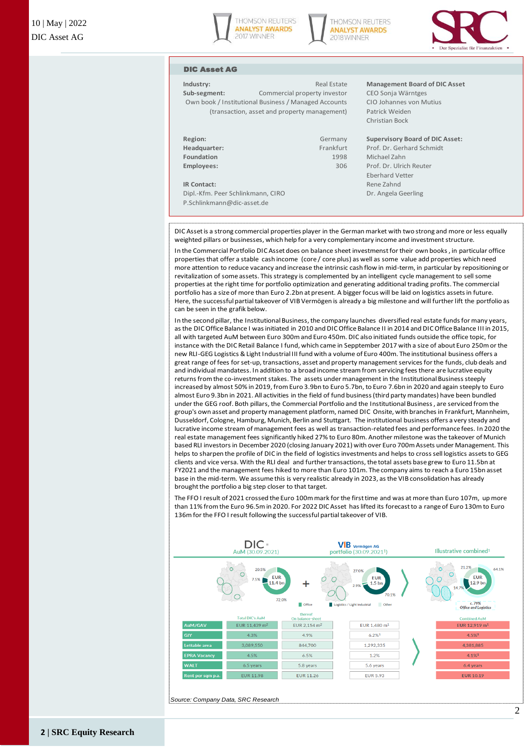## DIC Asset AG

| | | | |
|---|---|---|---|
| **Industry:** | Real Estate | **Management Board of DIC Asset** | |
| **Sub-segment:** | Commercial property investor | CEO Sonja Wärntges | |
| | Own book / Institutional Business / Managed Accounts (transaction, asset and property management) | CIO Johannes von Mutius | |
| | | Patrick Weiden | |
| | | Christian Bock | |
| **Region:** | Germany | **Supervisory Board of DIC Asset:** | |
| **Headquarter:** | Frankfurt | Prof. Dr. Gerhard Schmidt | |
| **Foundation** | 1998 | Michael Zahn | |
| **Employees:** | 306 | Prof. Dr. Ulrich Reuter | |
| | | Eberhard Vetter | |
| **IR Contact:** | | Rene Zahnd | |
| Dipl.-Kfm. Peer Schlinkmann, CIRO | | Dr. Angela Geerling | |
| P.Schlinkmann@dic-asset.de | | | |

DIC Asset is a strong commercial properties player in the German market with two strong and more or less equally weighted pillars or businesses, which help for a very complementary income and investment structure.

In the Commercial Portfolio DIC Asset does on balance sheet investment for their own books, in particular office properties that offer a stable cash income (core / core plus) as well as some value add properties which need more attention to reduce vacancy and increase the intrinsic cash flow in mid-term, in particular by repositioning or revitalization of some assets. This strategy is complemented by an intelligent cycle management to sell some properties at the right time for portfolio optimization and generating additional trading profits. The commercial portfolio has a size of more than Euro 2.2bn at present. A bigger focus will be laid on logistics assets in future. Here, the successful partial takeover of VIB Vermögen is already a big milestone and will further lift the portfolio as can be seen in the grafik below.

In the second pillar, the Institutional Business, the company launches diversified real estate funds for many years, as the DIC Office Balance I was initiated in 2010 and DIC Office Balance II in 2014 and DIC Office Balance III in 2015, all with targeted AuM between Euro 300m and Euro 450m. DIC also initiated funds outside the office topic, for instance with the DIC Retail Balance I fund, which came in Seppember 2017 with a size of about Euro 250m or the new RLI-GEG Logistics & Light Industrial III fund with a volume of Euro 400m. The institutional business offers a great range of fees for set-up, transactions, asset and property management services for the funds, club deals and and individual mandates. In addition to a broad income stream from servicing fees there are lucrative equity returns from the co-investment stakes. The assets under management in the Institutional Business steeply increased by almost 50% in 2019, from Euro 3.9bn to Euro 5.7bn, to Euro 7.6bn in 2020 and again steeply to Euro almost Euro 9.3bn in 2021. All activities in the field of fund business (third party mandates) have been bundled under the GEG roof. Both pillars, the Commercial Portfolio and the Institutional Business, are serviced from the group's own asset and property management platform, named DIC Onsite, with branches in Frankfurt, Mannheim, Dusseldorf, Cologne, Hamburg, Munich, Berlin and Stuttgart. The institutional business offers a very steady and lucrative income stream of management fees as well as transaction-related fees and performance fees. In 2020 the real estate management fees significantly hiked 27% to Euro 80m. Another milestone was the takeover of Munich based RLI investors in December 2020 (closing January 2021) with over Euro 700m Assets under Management. This helps to sharpen the profile of DIC in the field of logistics investments and helps to cross sell logistics assets to GEG clients and vice versa. With the RLI deal and further transactions, the total assets base grew to Euro 11.5bn at FY2021 and the management fees hiked to more than Euro 101m. The company aims to reach a Euro 15bn asset base in the mid-term. We assume this is very realistic already in 2023, as the VIB consolidation has already brought the portfolio a big step closer to that target.

The FFO I result of 2021 crossed the Euro 100m mark for the first time and was at more than Euro 107m, up more than 11% from the Euro 96.5m in 2020. For 2022 DIC Asset has lifted its forecast to a range of Euro 130m to Euro 136m for the FFO I result following the successful partial takeover of VIB.

| | DIC AuM (30.09.2021) Total DIC's AuM | thereof On balance-sheet | VIB Vermögen AG portfolio (30.09.2021[1]) | Illustrative combined[1] Combined AuM |
|---|---|---|---|---|
| AuM/GAV | EUR 11,439 m[2] | EUR 2,154 m[2] | EUR 1,480 m[1] | EUR 12,919 m[1] |
| GIY | 4.3% | 4.9% | 6.2%[1] | 4.5%[1] |
| Lettable area | 3,089,550 | 844,700 | 1,292,335 | 4,381,885 |
| EPRA Vacancy | 4.5% | 6.5% | 1.2% | 4.1%[1] |
| WALT | 6.5 years | 5.8 years | 5.6 years | 6.4 years |
| Rent per sqm p.a. | EUR 11.98 | EUR 11.26 | EUR 5.93 | EUR 10.19 |

Source: Company Data, SRC Research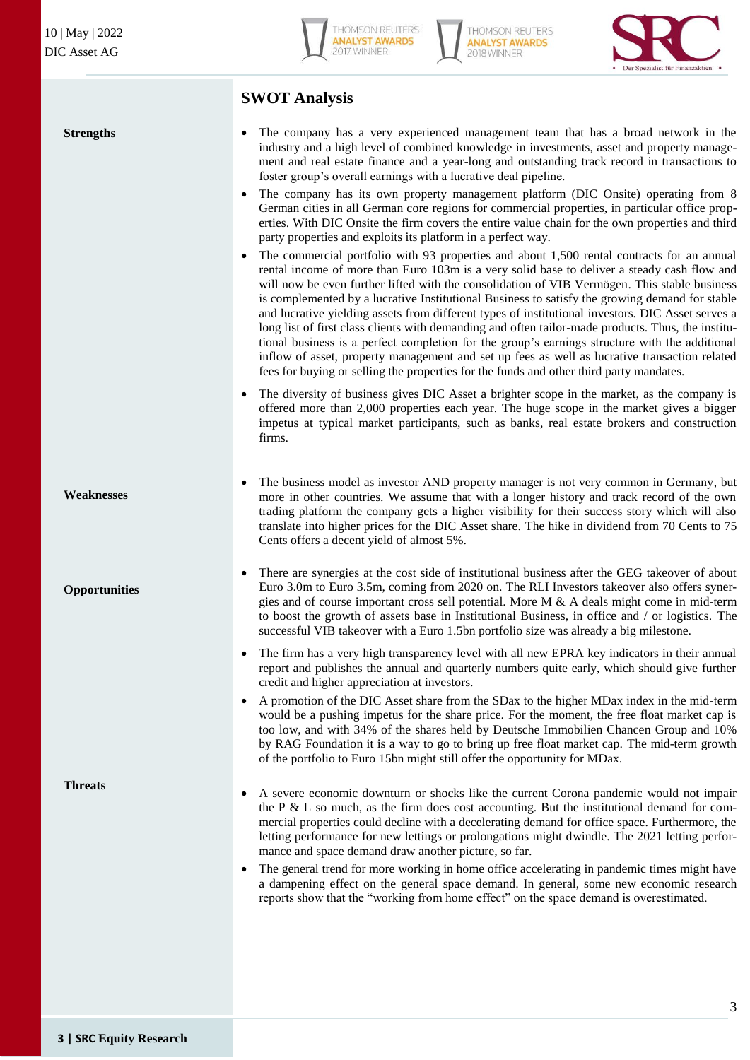## SWOT Analysis

**Strengths**

- The company has a very experienced management team that has a broad network in the industry and a high level of combined knowledge in investments, asset and property management and real estate finance and a year-long and outstanding track record in transactions to foster group's overall earnings with a lucrative deal pipeline.
- The company has its own property management platform (DIC Onsite) operating from 8 German cities in all German core regions for commercial properties, in particular office properties. With DIC Onsite the firm covers the entire value chain for the own properties and third party properties and exploits its platform in a perfect way.
- The commercial portfolio with 93 properties and about 1,500 rental contracts for an annual rental income of more than Euro 103m is a very solid base to deliver a steady cash flow and will now be even further lifted with the consolidation of VIB Vermögen. This stable business is complemented by a lucrative Institutional Business to satisfy the growing demand for stable and lucrative yielding assets from different types of institutional investors. DIC Asset serves a long list of first class clients with demanding and often tailor-made products. Thus, the institutional business is a perfect completion for the group's earnings structure with the additional inflow of asset, property management and set up fees as well as lucrative transaction related fees for buying or selling the properties for the funds and other third party mandates.
- The diversity of business gives DIC Asset a brighter scope in the market, as the company is offered more than 2,000 properties each year. The huge scope in the market gives a bigger impetus at typical market participants, such as banks, real estate brokers and construction firms.

**Weaknesses**

- The business model as investor AND property manager is not very common in Germany, but more in other countries. We assume that with a longer history and track record of the own trading platform the company gets a higher visibility for their success story which will also translate into higher prices for the DIC Asset share. The hike in dividend from 70 Cents to 75 Cents offers a decent yield of almost 5%.

**Opportunities**

- There are synergies at the cost side of institutional business after the GEG takeover of about Euro 3.0m to Euro 3.5m, coming from 2020 on. The RLI Investors takeover also offers synergies and of course important cross sell potential. More M & A deals might come in mid-term to boost the growth of assets base in Institutional Business, in office and / or logistics. The successful VIB takeover with a Euro 1.5bn portfolio size was already a big milestone.
- The firm has a very high transparency level with all new EPRA key indicators in their annual report and publishes the annual and quarterly numbers quite early, which should give further credit and higher appreciation at investors.
- A promotion of the DIC Asset share from the SDax to the higher MDax index in the mid-term would be a pushing impetus for the share price. For the moment, the free float market cap is too low, and with 34% of the shares held by Deutsche Immobilien Chancen Group and 10% by RAG Foundation it is a way to go to bring up free float market cap. The mid-term growth of the portfolio to Euro 15bn might still offer the opportunity for MDax.

**Threats**

- A severe economic downturn or shocks like the current Corona pandemic would not impair the P & L so much, as the firm does cost accounting. But the institutional demand for commercial properties could decline with a decelerating demand for office space. Furthermore, the letting performance for new lettings or prolongations might dwindle. The 2021 letting performance and space demand draw another picture, so far.
- The general trend for more working in home office accelerating in pandemic times might have a dampening effect on the general space demand. In general, some new economic research reports show that the "working from home effect" on the space demand is overestimated.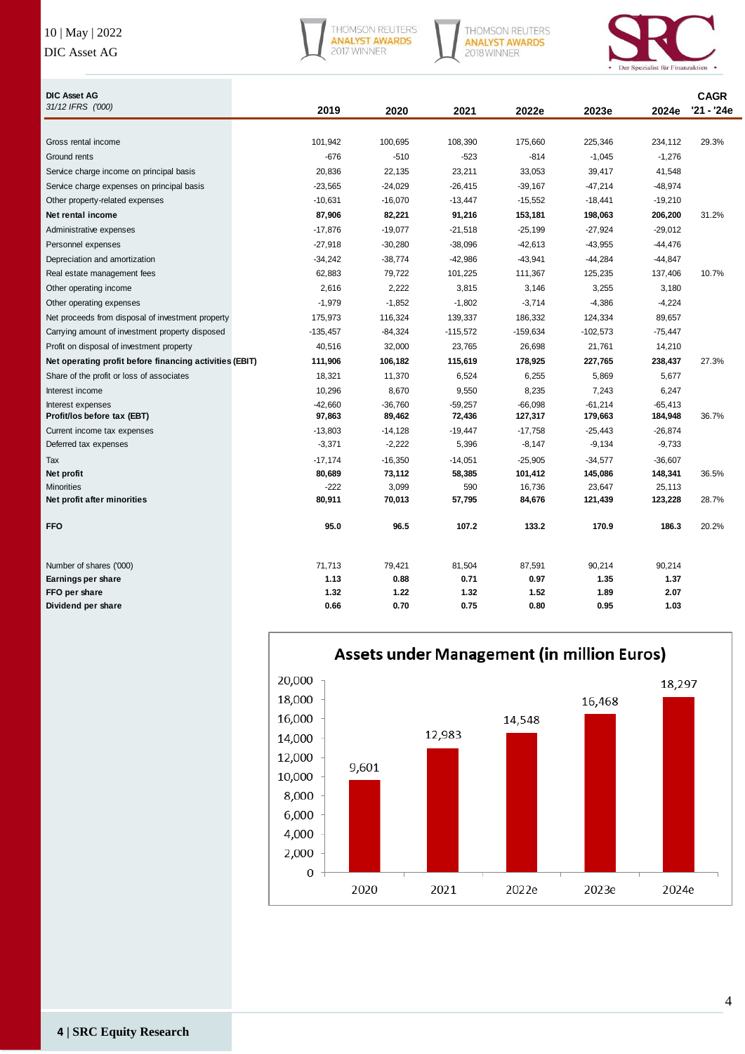| DIC Asset AG<br>*31/12 IFRS ('000)* | 2019 | 2020 | 2021 | 2022e | 2023e | 2024e | CAGR '21 - '24e |
|---|---|---|---|---|---|---|---|
| Gross rental income | 101,942 | 100,695 | 108,390 | 175,660 | 225,346 | 234,112 | 29.3% |
| Ground rents | -676 | -510 | -523 | -814 | -1,045 | -1,276 | |
| Service charge income on principal basis | 20,836 | 22,135 | 23,211 | 33,053 | 39,417 | 41,548 | |
| Service charge expenses on principal basis | -23,565 | -24,029 | -26,415 | -39,167 | -47,214 | -48,974 | |
| Other property-related expenses | -10,631 | -16,070 | -13,447 | -15,552 | -18,441 | -19,210 | |
| **Net rental income** | **87,906** | **82,221** | **91,216** | **153,181** | **198,063** | **206,200** | 31.2% |
| Administrative expenses | -17,876 | -19,077 | -21,518 | -25,199 | -27,924 | -29,012 | |
| Personnel expenses | -27,918 | -30,280 | -38,096 | -42,613 | -43,955 | -44,476 | |
| Depreciation and amortization | -34,242 | -38,774 | -42,986 | -43,941 | -44,284 | -44,847 | |
| Real estate management fees | 62,883 | 79,722 | 101,225 | 111,367 | 125,235 | 137,406 | 10.7% |
| Other operating income | 2,616 | 2,222 | 3,815 | 3,146 | 3,255 | 3,180 | |
| Other operating expenses | -1,979 | -1,852 | -1,802 | -3,714 | -4,386 | -4,224 | |
| Net proceeds from disposal of investment property | 175,973 | 116,324 | 139,337 | 186,332 | 124,334 | 89,657 | |
| Carrying amount of investment property disposed | -135,457 | -84,324 | -115,572 | -159,634 | -102,573 | -75,447 | |
| Profit on disposal of investment property | 40,516 | 32,000 | 23,765 | 26,698 | 21,761 | 14,210 | |
| **Net operating profit before financing activities (EBIT)** | **111,906** | **106,182** | **115,619** | **178,925** | **227,765** | **238,437** | 27.3% |
| Share of the profit or loss of associates | 18,321 | 11,370 | 6,524 | 6,255 | 5,869 | 5,677 | |
| Interest income | 10,296 | 8,670 | 9,550 | 8,235 | 7,243 | 6,247 | |
| Interest expenses | -42,660 | -36,760 | -59,257 | -66,098 | -61,214 | -65,413 | |
| **Profit/los before tax (EBT)** | **97,863** | **89,462** | **72,436** | **127,317** | **179,663** | **184,948** | 36.7% |
| Current income tax expenses | -13,803 | -14,128 | -19,447 | -17,758 | -25,443 | -26,874 | |
| Deferred tax expenses | -3,371 | -2,222 | 5,396 | -8,147 | -9,134 | -9,733 | |
| Tax | -17,174 | -16,350 | -14,051 | -25,905 | -34,577 | -36,607 | |
| **Net profit** | **80,689** | **73,112** | **58,385** | **101,412** | **145,086** | **148,341** | 36.5% |
| Minorities | -222 | 3,099 | 590 | 16,736 | 23,647 | 25,113 | |
| **Net profit after minorities** | **80,911** | **70,013** | **57,795** | **84,676** | **121,439** | **123,228** | 28.7% |
| **FFO** | **95.0** | **96.5** | **107.2** | **133.2** | **170.9** | **186.3** | 20.2% |
| Number of shares ('000) | 71,713 | 79,421 | 81,504 | 87,591 | 90,214 | 90,214 | |
| **Earnings per share** | **1.13** | **0.88** | **0.71** | **0.97** | **1.35** | **1.37** | |
| **FFO per share** | **1.32** | **1.22** | **1.32** | **1.52** | **1.89** | **2.07** | |
| **Dividend per share** | **0.66** | **0.70** | **0.75** | **0.80** | **0.95** | **1.03** | |

**Assets under Management (in million Euros)**

| 2020 | 2021 | 2022e | 2023e | 2024e |
|---|---|---|---|---|
| 9,601 | 12,983 | 14,548 | 16,468 | 18,297 |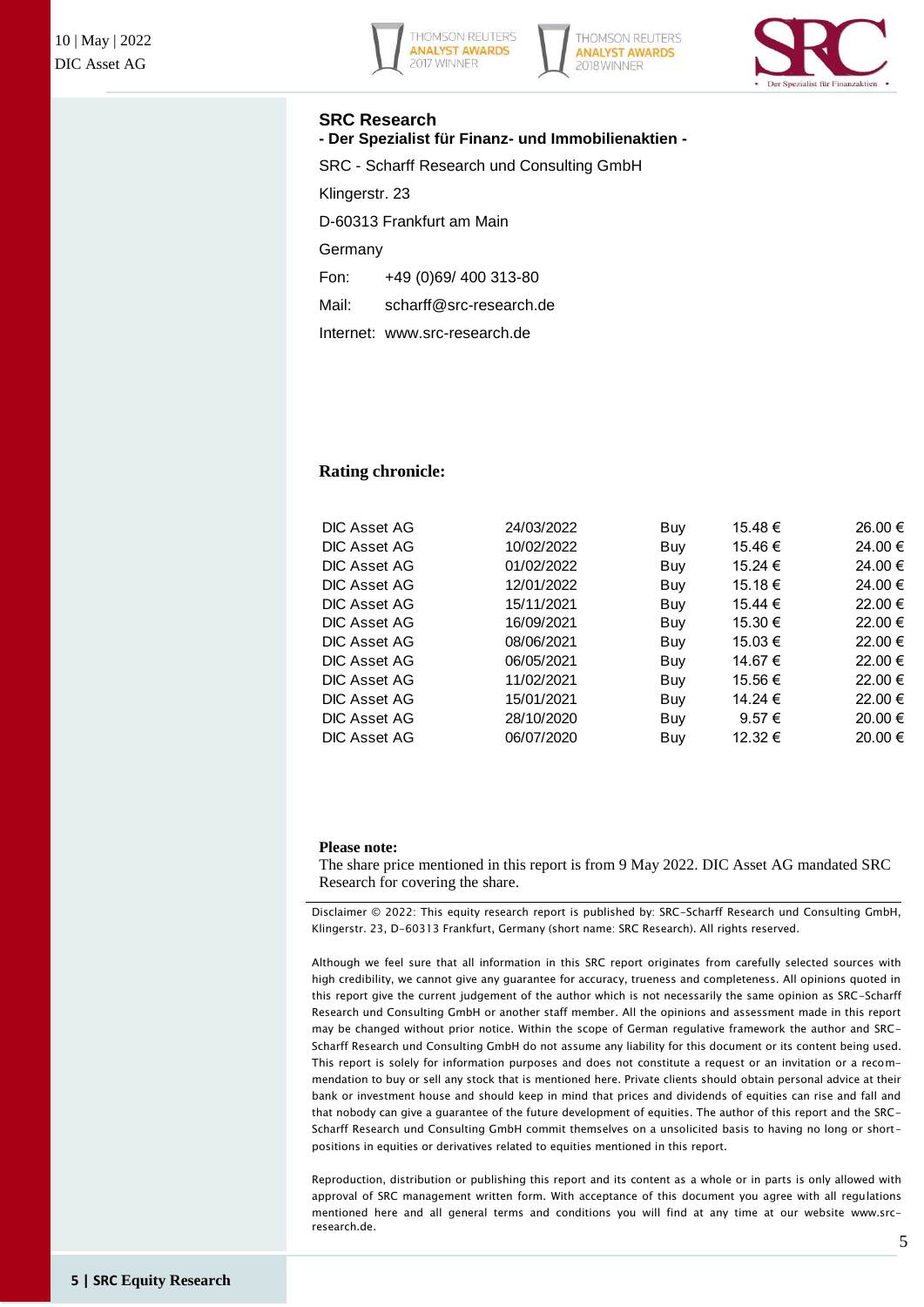**SRC Research**
**- Der Spezialist für Finanz- und Immobilienaktien -**

SRC - Scharff Research und Consulting GmbH

Klingerstr. 23

D-60313 Frankfurt am Main

Germany

Fon: +49 (0)69/ 400 313-80

Mail: scharff@src-research.de

Internet: www.src-research.de

**Rating chronicle:**

| | | | | |
|---|---|---|---|---|
| DIC Asset AG | 24/03/2022 | Buy | 15.48 € | 26.00 € |
| DIC Asset AG | 10/02/2022 | Buy | 15.46 € | 24.00 € |
| DIC Asset AG | 01/02/2022 | Buy | 15.24 € | 24.00 € |
| DIC Asset AG | 12/01/2022 | Buy | 15.18 € | 24.00 € |
| DIC Asset AG | 15/11/2021 | Buy | 15.44 € | 22.00 € |
| DIC Asset AG | 16/09/2021 | Buy | 15.30 € | 22.00 € |
| DIC Asset AG | 08/06/2021 | Buy | 15.03 € | 22.00 € |
| DIC Asset AG | 06/05/2021 | Buy | 14.67 € | 22.00 € |
| DIC Asset AG | 11/02/2021 | Buy | 15.56 € | 22.00 € |
| DIC Asset AG | 15/01/2021 | Buy | 14.24 € | 22.00 € |
| DIC Asset AG | 28/10/2020 | Buy | 9.57 € | 20.00 € |
| DIC Asset AG | 06/07/2020 | Buy | 12.32 € | 20.00 € |

**Please note:**
The share price mentioned in this report is from 9 May 2022. DIC Asset AG mandated SRC Research for covering the share.

Disclaimer © 2022: This equity research report is published by: SRC-Scharff Research und Consulting GmbH, Klingerstr. 23, D-60313 Frankfurt, Germany (short name: SRC Research). All rights reserved.

Although we feel sure that all information in this SRC report originates from carefully selected sources with high credibility, we cannot give any guarantee for accuracy, trueness and completeness. All opinions quoted in this report give the current judgement of the author which is not necessarily the same opinion as SRC-Scharff Research und Consulting GmbH or another staff member. All the opinions and assessment made in this report may be changed without prior notice. Within the scope of German regulative framework the author and SRC-Scharff Research und Consulting GmbH do not assume any liability for this document or its content being used. This report is solely for information purposes and does not constitute a request or an invitation or a recommendation to buy or sell any stock that is mentioned here. Private clients should obtain personal advice at their bank or investment house and should keep in mind that prices and dividends of equities can rise and fall and that nobody can give a guarantee of the future development of equities. The author of this report and the SRC-Scharff Research und Consulting GmbH commit themselves on a unsolicited basis to having no long or short-positions in equities or derivatives related to equities mentioned in this report.

Reproduction, distribution or publishing this report and its content as a whole or in parts is only allowed with approval of SRC management written form. With acceptance of this document you agree with all regulations mentioned here and all general terms and conditions you will find at any time at our website www.src-research.de.